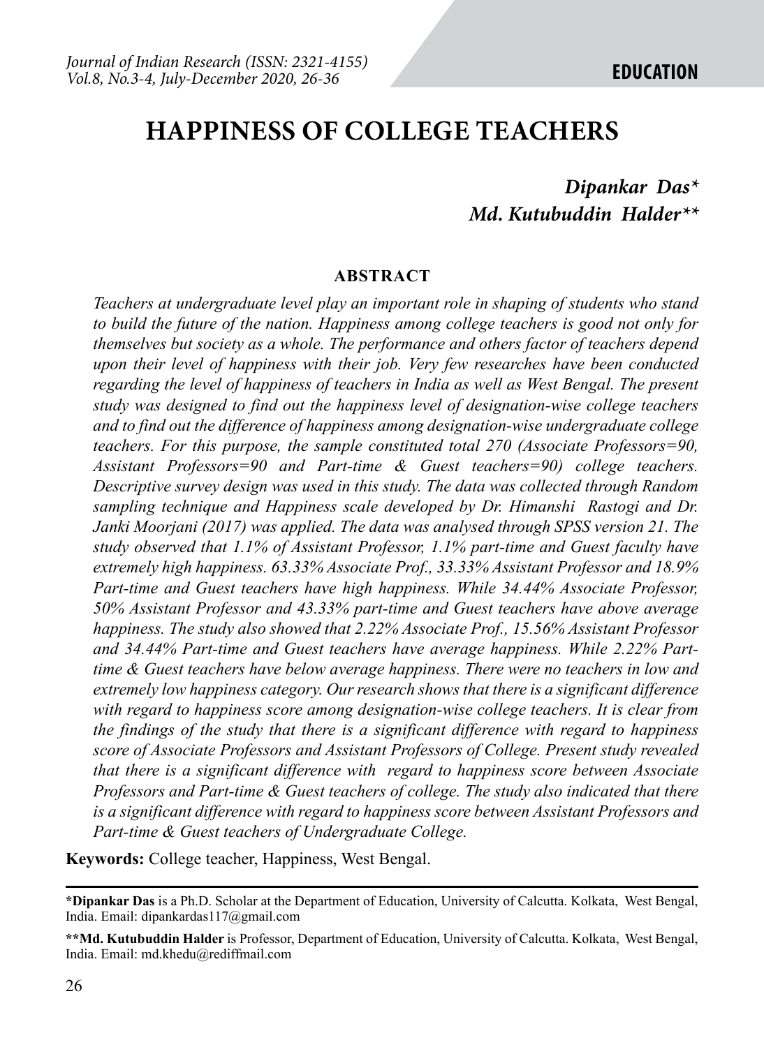# HAPPINESS OF COLLEGE TEACHERS

***Dipankar Das****
***Md. Kutubuddin Halder*****

## ABSTRACT

*Teachers at undergraduate level play an important role in shaping of students who stand to build the future of the nation. Happiness among college teachers is good not only for themselves but society as a whole. The performance and others factor of teachers depend upon their level of happiness with their job. Very few researches have been conducted regarding the level of happiness of teachers in India as well as West Bengal. The present study was designed to find out the happiness level of designation-wise college teachers and to find out the difference of happiness among designation-wise undergraduate college teachers. For this purpose, the sample constituted total 270 (Associate Professors=90, Assistant Professors=90 and Part-time & Guest teachers=90) college teachers. Descriptive survey design was used in this study. The data was collected through Random sampling technique and Happiness scale developed by Dr. Himanshi Rastogi and Dr. Janki Moorjani (2017) was applied. The data was analysed through SPSS version 21. The study observed that 1.1% of Assistant Professor, 1.1% part-time and Guest faculty have extremely high happiness. 63.33% Associate Prof., 33.33% Assistant Professor and 18.9% Part-time and Guest teachers have high happiness. While 34.44% Associate Professor, 50% Assistant Professor and 43.33% part-time and Guest teachers have above average happiness. The study also showed that 2.22% Associate Prof., 15.56% Assistant Professor and 34.44% Part-time and Guest teachers have average happiness. While 2.22% Part-time & Guest teachers have below average happiness. There were no teachers in low and extremely low happiness category. Our research shows that there is a significant difference with regard to happiness score among designation-wise college teachers. It is clear from the findings of the study that there is a significant difference with regard to happiness score of Associate Professors and Assistant Professors of College. Present study revealed that there is a significant difference with regard to happiness score between Associate Professors and Part-time & Guest teachers of college. The study also indicated that there is a significant difference with regard to happiness score between Assistant Professors and Part-time & Guest teachers of Undergraduate College.*

**Keywords:** College teacher, Happiness, West Bengal.

---

***Dipankar Das** is a Ph.D. Scholar at the Department of Education, University of Calcutta. Kolkata, West Bengal, India. Email: dipankardas117@gmail.com

****Md. Kutubuddin Halder** is Professor, Department of Education, University of Calcutta. Kolkata, West Bengal, India. Email: md.khedu@rediffmail.com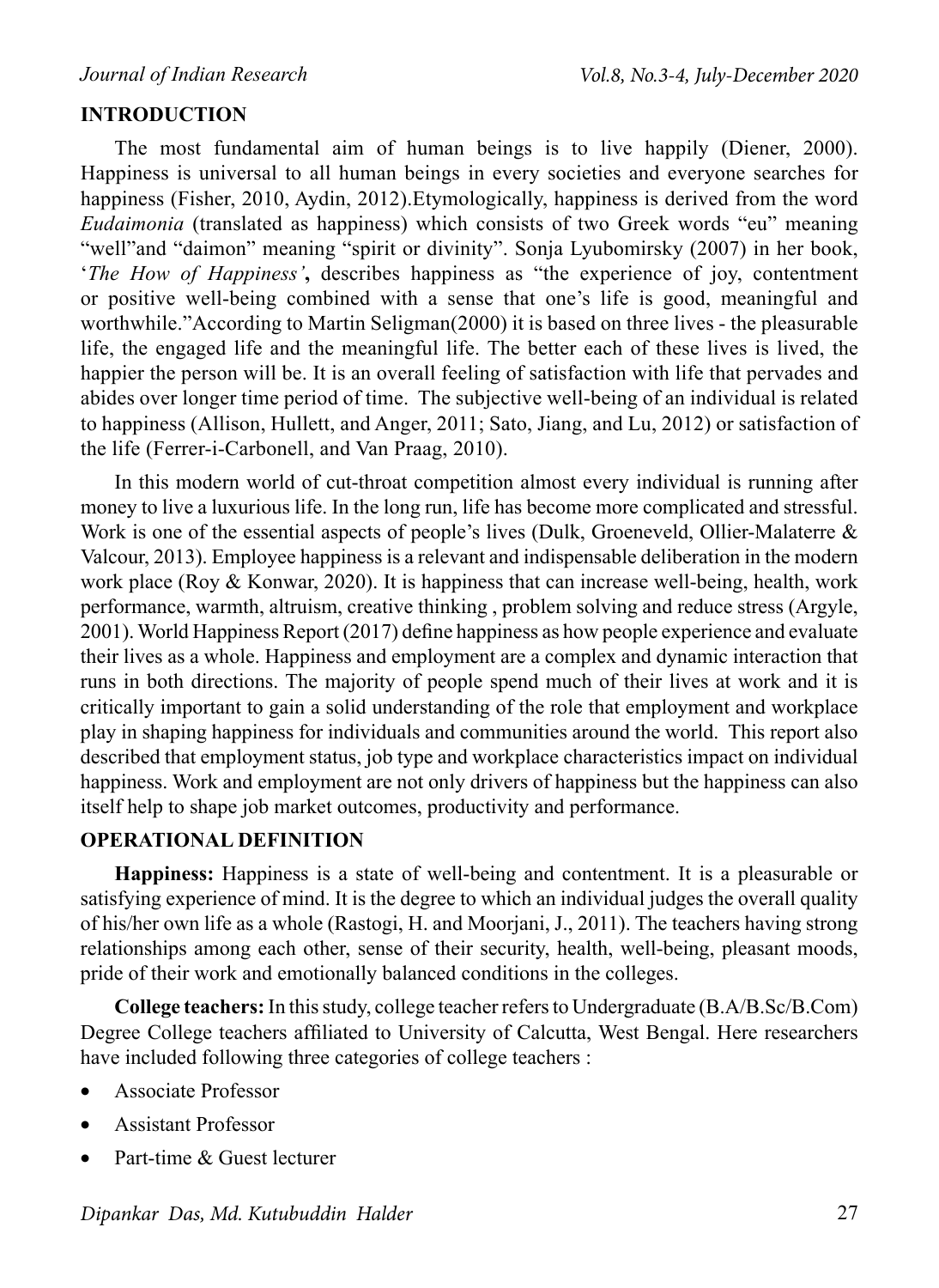## INTRODUCTION

The most fundamental aim of human beings is to live happily (Diener, 2000). Happiness is universal to all human beings in every societies and everyone searches for happiness (Fisher, 2010, Aydin, 2012).Etymologically, happiness is derived from the word *Eudaimonia* (translated as happiness) which consists of two Greek words "eu" meaning "well"and "daimon" meaning "spirit or divinity". Sonja Lyubomirsky (2007) in her book, '*The How of Happiness'***,** describes happiness as "the experience of joy, contentment or positive well-being combined with a sense that one's life is good, meaningful and worthwhile."According to Martin Seligman(2000) it is based on three lives - the pleasurable life, the engaged life and the meaningful life. The better each of these lives is lived, the happier the person will be. It is an overall feeling of satisfaction with life that pervades and abides over longer time period of time. The subjective well-being of an individual is related to happiness (Allison, Hullett, and Anger, 2011; Sato, Jiang, and Lu, 2012) or satisfaction of the life (Ferrer-i-Carbonell, and Van Praag, 2010).

In this modern world of cut-throat competition almost every individual is running after money to live a luxurious life. In the long run, life has become more complicated and stressful. Work is one of the essential aspects of people's lives (Dulk, Groeneveld, Ollier-Malaterre & Valcour, 2013). Employee happiness is a relevant and indispensable deliberation in the modern work place (Roy & Konwar, 2020). It is happiness that can increase well-being, health, work performance, warmth, altruism, creative thinking , problem solving and reduce stress (Argyle, 2001). World Happiness Report (2017) define happiness as how people experience and evaluate their lives as a whole. Happiness and employment are a complex and dynamic interaction that runs in both directions. The majority of people spend much of their lives at work and it is critically important to gain a solid understanding of the role that employment and workplace play in shaping happiness for individuals and communities around the world. This report also described that employment status, job type and workplace characteristics impact on individual happiness. Work and employment are not only drivers of happiness but the happiness can also itself help to shape job market outcomes, productivity and performance.

## OPERATIONAL DEFINITION

**Happiness:** Happiness is a state of well-being and contentment. It is a pleasurable or satisfying experience of mind. It is the degree to which an individual judges the overall quality of his/her own life as a whole (Rastogi, H. and Moorjani, J., 2011). The teachers having strong relationships among each other, sense of their security, health, well-being, pleasant moods, pride of their work and emotionally balanced conditions in the colleges.

**College teachers:** In this study, college teacher refers to Undergraduate (B.A/B.Sc/B.Com) Degree College teachers affiliated to University of Calcutta, West Bengal. Here researchers have included following three categories of college teachers :

- Associate Professor
- Assistant Professor
- Part-time & Guest lecturer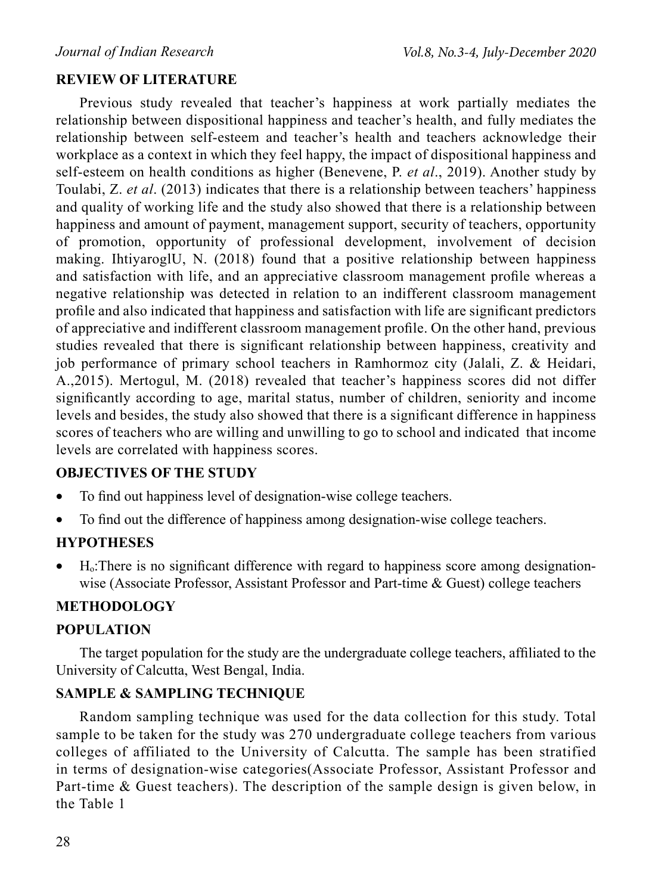## REVIEW OF LITERATURE

Previous study revealed that teacher's happiness at work partially mediates the relationship between dispositional happiness and teacher's health, and fully mediates the relationship between self-esteem and teacher's health and teachers acknowledge their workplace as a context in which they feel happy, the impact of dispositional happiness and self-esteem on health conditions as higher (Benevene, P. *et al*., 2019). Another study by Toulabi, Z. *et al*. (2013) indicates that there is a relationship between teachers' happiness and quality of working life and the study also showed that there is a relationship between happiness and amount of payment, management support, security of teachers, opportunity of promotion, opportunity of professional development, involvement of decision making. IhtiyaroglU, N. (2018) found that a positive relationship between happiness and satisfaction with life, and an appreciative classroom management profile whereas a negative relationship was detected in relation to an indifferent classroom management profile and also indicated that happiness and satisfaction with life are significant predictors of appreciative and indifferent classroom management profile. On the other hand, previous studies revealed that there is significant relationship between happiness, creativity and job performance of primary school teachers in Ramhormoz city (Jalali, Z. & Heidari, A.,2015). Mertogul, M. (2018) revealed that teacher's happiness scores did not differ significantly according to age, marital status, number of children, seniority and income levels and besides, the study also showed that there is a significant difference in happiness scores of teachers who are willing and unwilling to go to school and indicated that income levels are correlated with happiness scores.

## OBJECTIVES OF THE STUDY

- To find out happiness level of designation-wise college teachers.
- To find out the difference of happiness among designation-wise college teachers.

## HYPOTHESES

- $H_o$:There is no significant difference with regard to happiness score among designation-wise (Associate Professor, Assistant Professor and Part-time & Guest) college teachers

## METHODOLOGY

### POPULATION

The target population for the study are the undergraduate college teachers, affiliated to the University of Calcutta, West Bengal, India.

### SAMPLE & SAMPLING TECHNIQUE

Random sampling technique was used for the data collection for this study. Total sample to be taken for the study was 270 undergraduate college teachers from various colleges of affiliated to the University of Calcutta. The sample has been stratified in terms of designation-wise categories(Associate Professor, Assistant Professor and Part-time & Guest teachers). The description of the sample design is given below, in the Table 1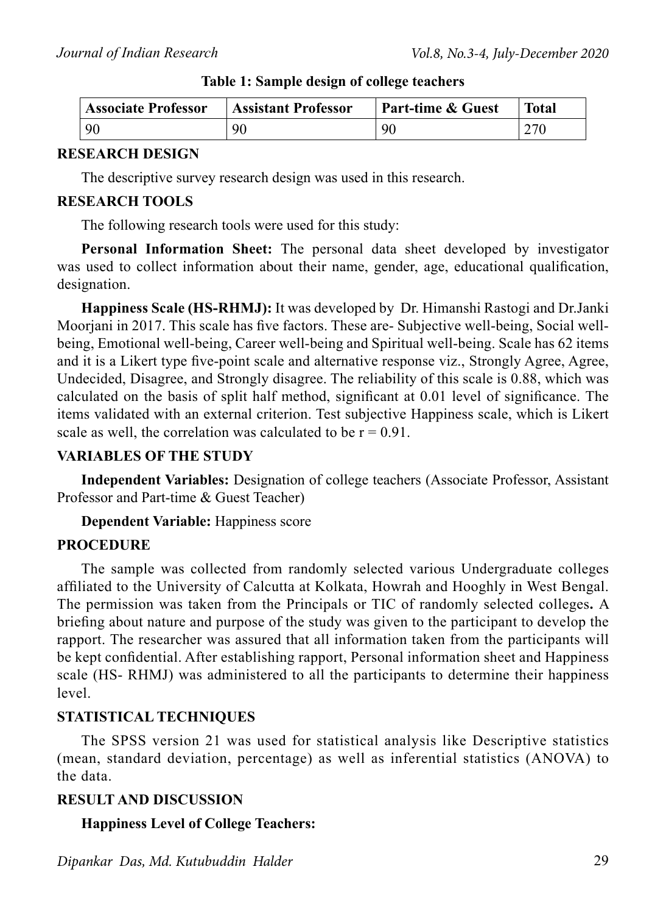**Table 1: Sample design of college teachers**

| Associate Professor | Assistant Professor | Part-time & Guest | Total |
|---|---|---|---|
| 90 | 90 | 90 | 270 |

## RESEARCH DESIGN

The descriptive survey research design was used in this research.

## RESEARCH TOOLS

The following research tools were used for this study:

**Personal Information Sheet:** The personal data sheet developed by investigator was used to collect information about their name, gender, age, educational qualification, designation.

**Happiness Scale (HS-RHMJ):** It was developed by Dr. Himanshi Rastogi and Dr.Janki Moorjani in 2017. This scale has five factors. These are- Subjective well-being, Social well-being, Emotional well-being, Career well-being and Spiritual well-being. Scale has 62 items and it is a Likert type five-point scale and alternative response viz., Strongly Agree, Agree, Undecided, Disagree, and Strongly disagree. The reliability of this scale is 0.88, which was calculated on the basis of split half method, significant at 0.01 level of significance. The items validated with an external criterion. Test subjective Happiness scale, which is Likert scale as well, the correlation was calculated to be $r = 0.91$.

## VARIABLES OF THE STUDY

**Independent Variables:** Designation of college teachers (Associate Professor, Assistant Professor and Part-time & Guest Teacher)

**Dependent Variable:** Happiness score

## PROCEDURE

The sample was collected from randomly selected various Undergraduate colleges affiliated to the University of Calcutta at Kolkata, Howrah and Hooghly in West Bengal. The permission was taken from the Principals or TIC of randomly selected colleges**.** A briefing about nature and purpose of the study was given to the participant to develop the rapport. The researcher was assured that all information taken from the participants will be kept confidential. After establishing rapport, Personal information sheet and Happiness scale (HS- RHMJ) was administered to all the participants to determine their happiness level.

## STATISTICAL TECHNIQUES

The SPSS version 21 was used for statistical analysis like Descriptive statistics (mean, standard deviation, percentage) as well as inferential statistics (ANOVA) to the data.

## RESULT AND DISCUSSION

**Happiness Level of College Teachers:**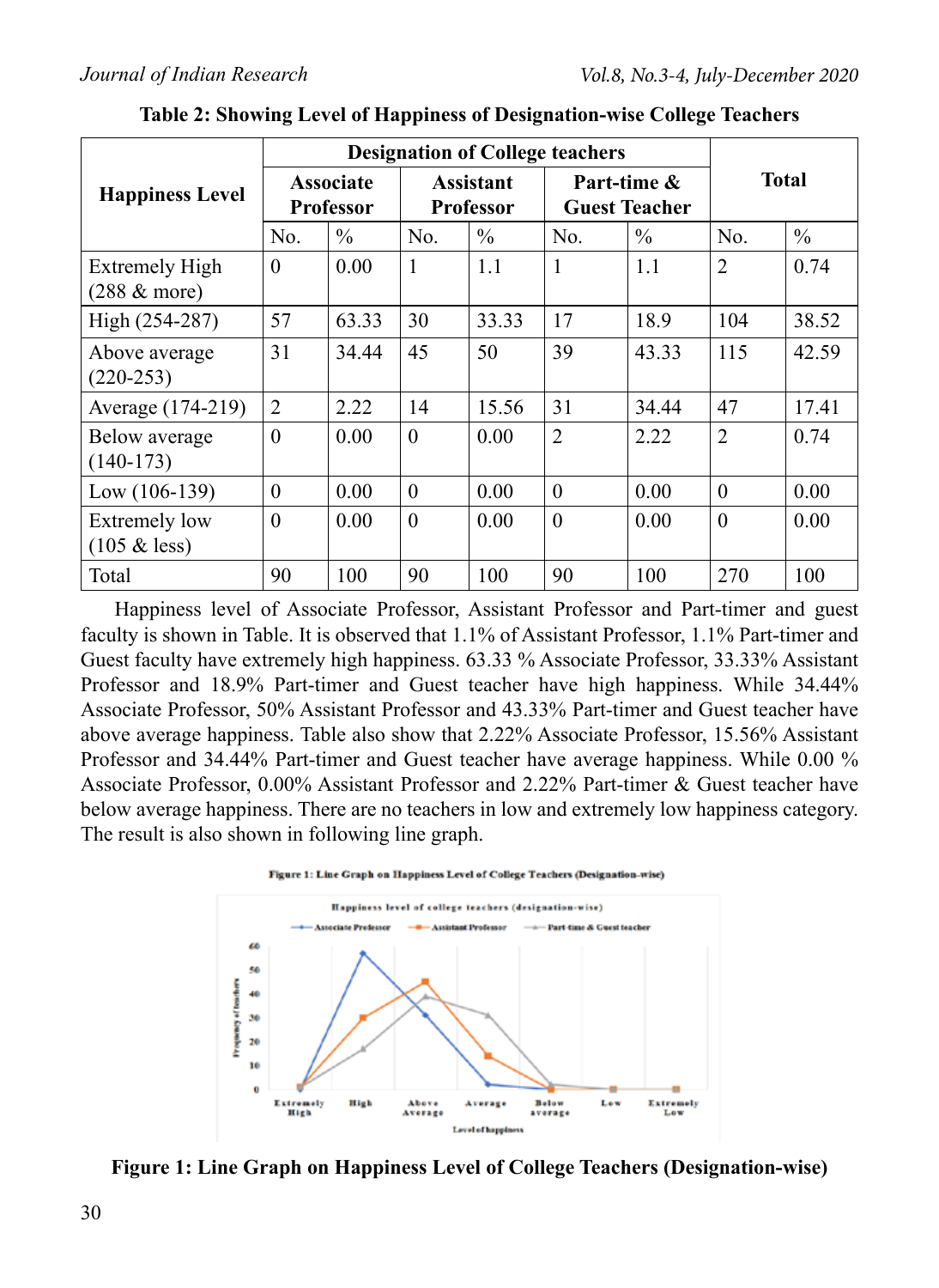**Table 2: Showing Level of Happiness of Designation-wise College Teachers**

| Happiness Level | Designation of College teachers | | | | | | Total | |
|---|---|---|---|---|---|---|---|---|
| | Associate Professor | | Assistant Professor | | Part-time & Guest Teacher | | | |
| | No. | % | No. | % | No. | % | No. | % |
| Extremely High (288 & more) | 0 | 0.00 | 1 | 1.1 | 1 | 1.1 | 2 | 0.74 |
| High (254-287) | 57 | 63.33 | 30 | 33.33 | 17 | 18.9 | 104 | 38.52 |
| Above average (220-253) | 31 | 34.44 | 45 | 50 | 39 | 43.33 | 115 | 42.59 |
| Average (174-219) | 2 | 2.22 | 14 | 15.56 | 31 | 34.44 | 47 | 17.41 |
| Below average (140-173) | 0 | 0.00 | 0 | 0.00 | 2 | 2.22 | 2 | 0.74 |
| Low (106-139) | 0 | 0.00 | 0 | 0.00 | 0 | 0.00 | 0 | 0.00 |
| Extremely low (105 & less) | 0 | 0.00 | 0 | 0.00 | 0 | 0.00 | 0 | 0.00 |
| Total | 90 | 100 | 90 | 100 | 90 | 100 | 270 | 100 |

Happiness level of Associate Professor, Assistant Professor and Part-timer and guest faculty is shown in Table. It is observed that 1.1% of Assistant Professor, 1.1% Part-timer and Guest faculty have extremely high happiness. 63.33 % Associate Professor, 33.33% Assistant Professor and 18.9% Part-timer and Guest teacher have high happiness. While 34.44% Associate Professor, 50% Assistant Professor and 43.33% Part-timer and Guest teacher have above average happiness. Table also show that 2.22% Associate Professor, 15.56% Assistant Professor and 34.44% Part-timer and Guest teacher have average happiness. While 0.00 % Associate Professor, 0.00% Assistant Professor and 2.22% Part-timer & Guest teacher have below average happiness. There are no teachers in low and extremely low happiness category. The result is also shown in following line graph.

Figure 1: Line Graph on Happiness Level of College Teachers (Designation-wise)

**Figure 1: Line Graph on Happiness Level of College Teachers (Designation-wise)**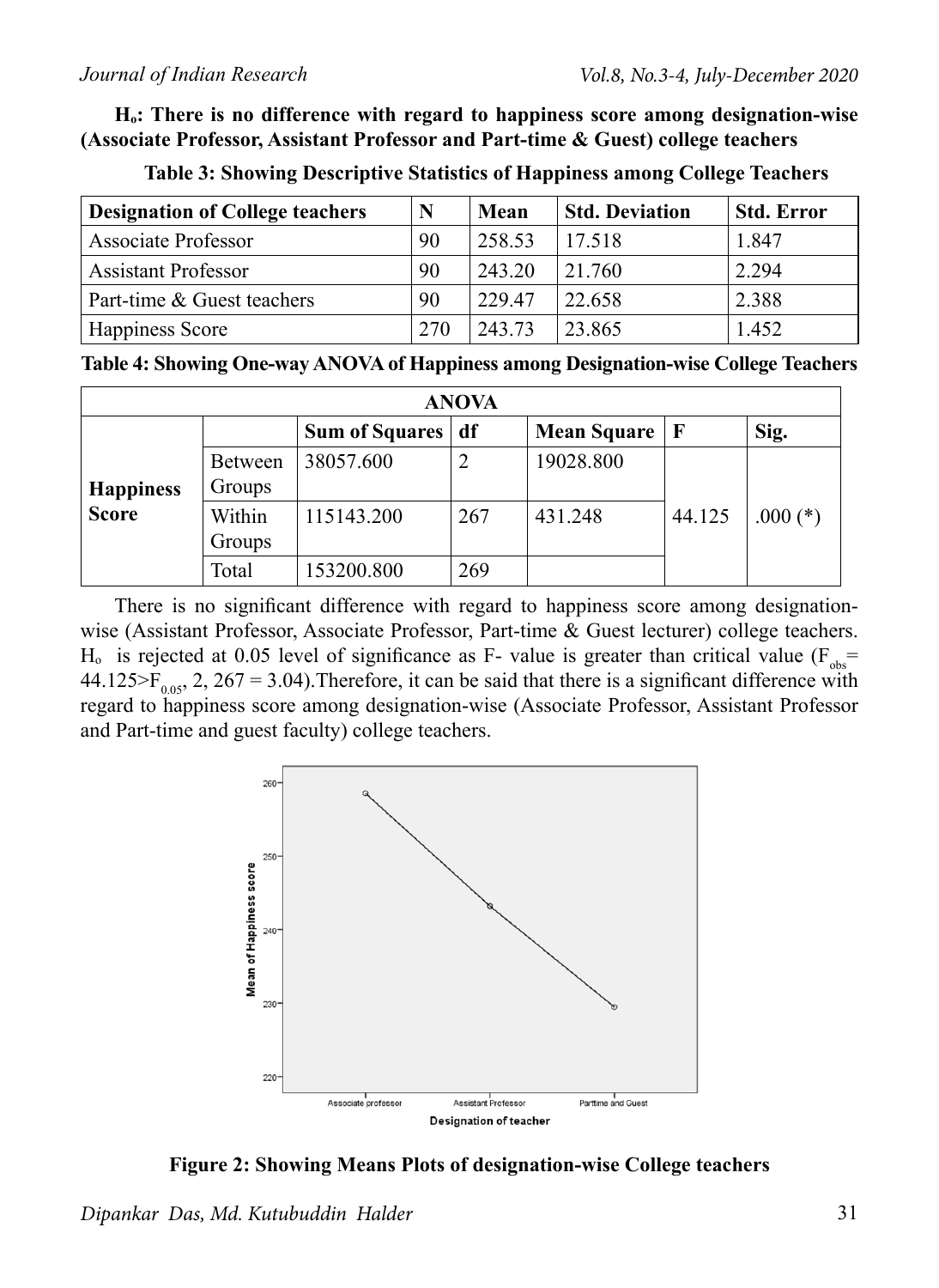**$H_o$: There is no difference with regard to happiness score among designation-wise (Associate Professor, Assistant Professor and Part-time & Guest) college teachers**

**Table 3: Showing Descriptive Statistics of Happiness among College Teachers**

| Designation of College teachers | N | Mean | Std. Deviation | Std. Error |
|---|---|---|---|---|
| Associate Professor | 90 | 258.53 | 17.518 | 1.847 |
| Assistant Professor | 90 | 243.20 | 21.760 | 2.294 |
| Part-time & Guest teachers | 90 | 229.47 | 22.658 | 2.388 |
| Happiness Score | 270 | 243.73 | 23.865 | 1.452 |

**Table 4: Showing One-way ANOVA of Happiness among Designation-wise College Teachers**

| ANOVA | | | | | | |
|---|---|---|---|---|---|---|
| | | Sum of Squares | df | Mean Square | F | Sig. |
| **Happiness Score** | Between Groups | 38057.600 | 2 | 19028.800 | 44.125 | .000 (*) |
| | Within Groups | 115143.200 | 267 | 431.248 | | |
| | Total | 153200.800 | 269 | | | |

There is no significant difference with regard to happiness score among designation-wise (Assistant Professor, Associate Professor, Part-time & Guest lecturer) college teachers. $H_o$ is rejected at 0.05 level of significance as F- value is greater than critical value ($F_{obs}$= 44.125>$F_{0.05}$, 2, 267 = 3.04).Therefore, it can be said that there is a significant difference with regard to happiness score among designation-wise (Associate Professor, Assistant Professor and Part-time and guest faculty) college teachers.

**Figure 2: Showing Means Plots of designation-wise College teachers**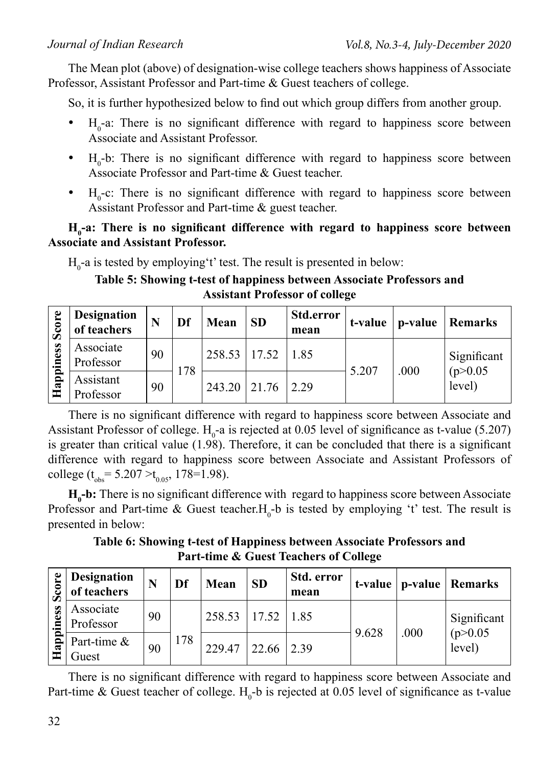The Mean plot (above) of designation-wise college teachers shows happiness of Associate Professor, Assistant Professor and Part-time & Guest teachers of college.

So, it is further hypothesized below to find out which group differs from another group.

- $H_0$-a: There is no significant difference with regard to happiness score between Associate and Assistant Professor.
- $H_0$-b: There is no significant difference with regard to happiness score between Associate Professor and Part-time & Guest teacher.
- $H_0$-c: There is no significant difference with regard to happiness score between Assistant Professor and Part-time & guest teacher.

**$H_0$-a: There is no significant difference with regard to happiness score between Associate and Assistant Professor.**

$H_0$-a is tested by employing't' test. The result is presented in below:

**Table 5: Showing t-test of happiness between Associate Professors and Assistant Professor of college**

| | Designation of teachers | N | Df | Mean | SD | Std.error mean | t-value | p-value | Remarks |
|---|---|---|---|---|---|---|---|---|---|
| Happiness Score | Associate Professor | 90 | 178 | 258.53 | 17.52 | 1.85 | 5.207 | .000 | Significant (p>0.05 level) |
| | Assistant Professor | 90 | | 243.20 | 21.76 | 2.29 | | | |

There is no significant difference with regard to happiness score between Associate and Assistant Professor of college. $H_0$-a is rejected at 0.05 level of significance as t-value (5.207) is greater than critical value (1.98). Therefore, it can be concluded that there is a significant difference with regard to happiness score between Associate and Assistant Professors of college ($t_{obs}$= 5.207 >$t_{0.05}$, 178=1.98).

**$H_0$-b:** There is no significant difference with regard to happiness score between Associate Professor and Part-time & Guest teacher.$H_0$-b is tested by employing 't' test. The result is presented in below:

**Table 6: Showing t-test of Happiness between Associate Professors and Part-time & Guest Teachers of College**

| | Designation of teachers | N | Df | Mean | SD | Std. error mean | t-value | p-value | Remarks |
|---|---|---|---|---|---|---|---|---|---|
| Happiness Score | Associate Professor | 90 | 178 | 258.53 | 17.52 | 1.85 | 9.628 | .000 | Significant (p>0.05 level) |
| | Part-time & Guest | 90 | | 229.47 | 22.66 | 2.39 | | | |

There is no significant difference with regard to happiness score between Associate and Part-time & Guest teacher of college. $H_0$-b is rejected at 0.05 level of significance as t-value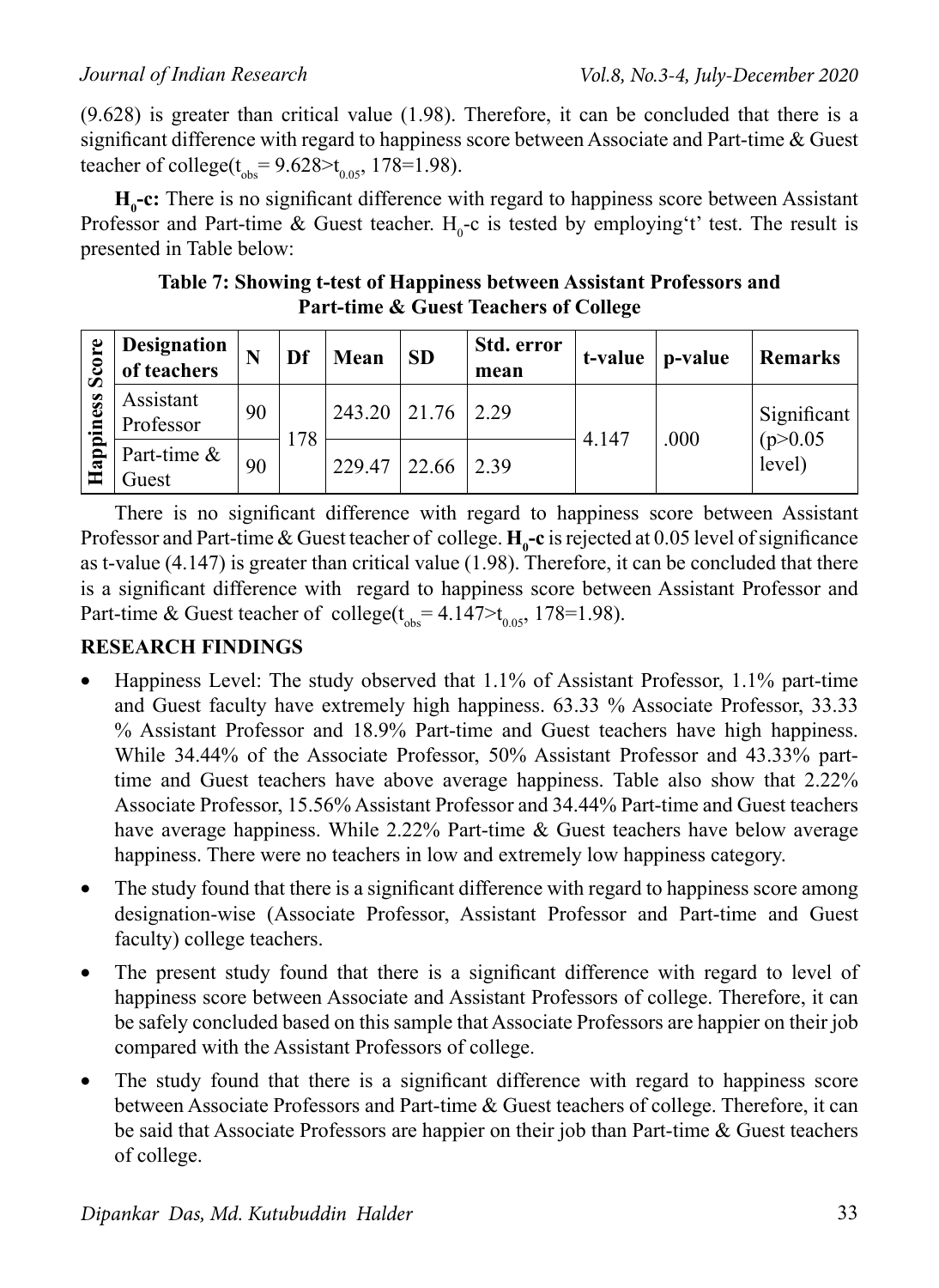(9.628) is greater than critical value (1.98). Therefore, it can be concluded that there is a significant difference with regard to happiness score between Associate and Part-time & Guest teacher of college($t_{obs}$= 9.628>$t_{0.05}$, 178=1.98).

**$H_0$-c:** There is no significant difference with regard to happiness score between Assistant Professor and Part-time & Guest teacher. $H_0$-c is tested by employing't' test. The result is presented in Table below:

**Table 7: Showing t-test of Happiness between Assistant Professors and Part-time & Guest Teachers of College**

| | Designation of teachers | N | Df | Mean | SD | Std. error mean | t-value | p-value | Remarks |
|---|---|---|---|---|---|---|---|---|---|
| Happiness Score | Assistant Professor | 90 | 178 | 243.20 | 21.76 | 2.29 | 4.147 | .000 | Significant (p>0.05 level) |
| | Part-time & Guest | 90 | | 229.47 | 22.66 | 2.39 | | | |

There is no significant difference with regard to happiness score between Assistant Professor and Part-time & Guest teacher of college. **$H_0$-c** is rejected at 0.05 level of significance as t-value (4.147) is greater than critical value (1.98). Therefore, it can be concluded that there is a significant difference with regard to happiness score between Assistant Professor and Part-time & Guest teacher of college($t_{obs}$= 4.147>$t_{0.05}$, 178=1.98).

**RESEARCH FINDINGS**

- Happiness Level: The study observed that 1.1% of Assistant Professor, 1.1% part-time and Guest faculty have extremely high happiness. 63.33 % Associate Professor, 33.33 % Assistant Professor and 18.9% Part-time and Guest teachers have high happiness. While 34.44% of the Associate Professor, 50% Assistant Professor and 43.33% part-time and Guest teachers have above average happiness. Table also show that 2.22% Associate Professor, 15.56% Assistant Professor and 34.44% Part-time and Guest teachers have average happiness. While 2.22% Part-time & Guest teachers have below average happiness. There were no teachers in low and extremely low happiness category.
- The study found that there is a significant difference with regard to happiness score among designation-wise (Associate Professor, Assistant Professor and Part-time and Guest faculty) college teachers.
- The present study found that there is a significant difference with regard to level of happiness score between Associate and Assistant Professors of college. Therefore, it can be safely concluded based on this sample that Associate Professors are happier on their job compared with the Assistant Professors of college.
- The study found that there is a significant difference with regard to happiness score between Associate Professors and Part-time & Guest teachers of college. Therefore, it can be said that Associate Professors are happier on their job than Part-time & Guest teachers of college.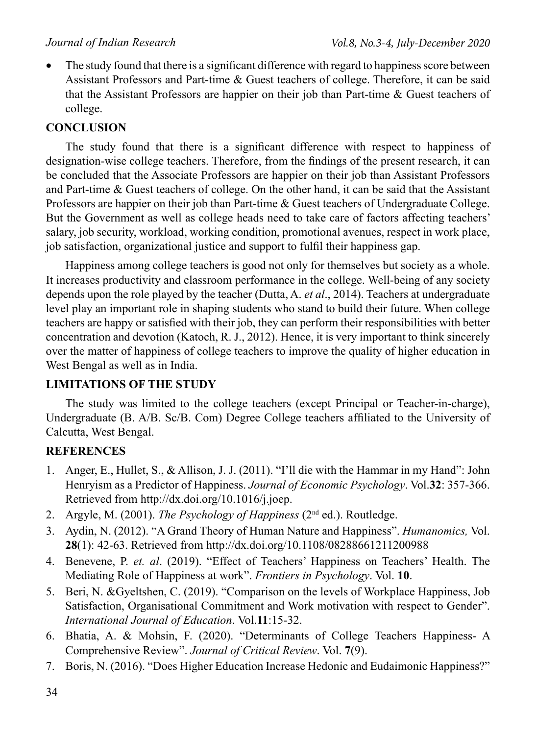- The study found that there is a significant difference with regard to happiness score between Assistant Professors and Part-time & Guest teachers of college. Therefore, it can be said that the Assistant Professors are happier on their job than Part-time & Guest teachers of college.

## CONCLUSION

The study found that there is a significant difference with respect to happiness of designation-wise college teachers. Therefore, from the findings of the present research, it can be concluded that the Associate Professors are happier on their job than Assistant Professors and Part-time & Guest teachers of college. On the other hand, it can be said that the Assistant Professors are happier on their job than Part-time & Guest teachers of Undergraduate College. But the Government as well as college heads need to take care of factors affecting teachers' salary, job security, workload, working condition, promotional avenues, respect in work place, job satisfaction, organizational justice and support to fulfil their happiness gap.

Happiness among college teachers is good not only for themselves but society as a whole. It increases productivity and classroom performance in the college. Well-being of any society depends upon the role played by the teacher (Dutta, A. *et al*., 2014). Teachers at undergraduate level play an important role in shaping students who stand to build their future. When college teachers are happy or satisfied with their job, they can perform their responsibilities with better concentration and devotion (Katoch, R. J., 2012). Hence, it is very important to think sincerely over the matter of happiness of college teachers to improve the quality of higher education in West Bengal as well as in India.

## LIMITATIONS OF THE STUDY

The study was limited to the college teachers (except Principal or Teacher-in-charge), Undergraduate (B. A/B. Sc/B. Com) Degree College teachers affiliated to the University of Calcutta, West Bengal.

## REFERENCES

1. Anger, E., Hullet, S., & Allison, J. J. (2011). "I'll die with the Hammar in my Hand": John Henryism as a Predictor of Happiness. *Journal of Economic Psychology*. Vol.**32**: 357-366. Retrieved from http://dx.doi.org/10.1016/j.joep.
2. Argyle, M. (2001). *The Psychology of Happiness* (2nd ed.). Routledge.
3. Aydin, N. (2012). "A Grand Theory of Human Nature and Happiness". *Humanomics,* Vol. **28**(1): 42-63. Retrieved from http://dx.doi.org/10.1108/08288661211200988
4. Benevene, P. *et. al*. (2019). "Effect of Teachers' Happiness on Teachers' Health. The Mediating Role of Happiness at work". *Frontiers in Psychology*. Vol. **10**.
5. Beri, N. &Gyeltshen, C. (2019). "Comparison on the levels of Workplace Happiness, Job Satisfaction, Organisational Commitment and Work motivation with respect to Gender". *International Journal of Education*. Vol.**11**:15-32.
6. Bhatia, A. & Mohsin, F. (2020). "Determinants of College Teachers Happiness- A Comprehensive Review". *Journal of Critical Review*. Vol. **7**(9).
7. Boris, N. (2016). "Does Higher Education Increase Hedonic and Eudaimonic Happiness?"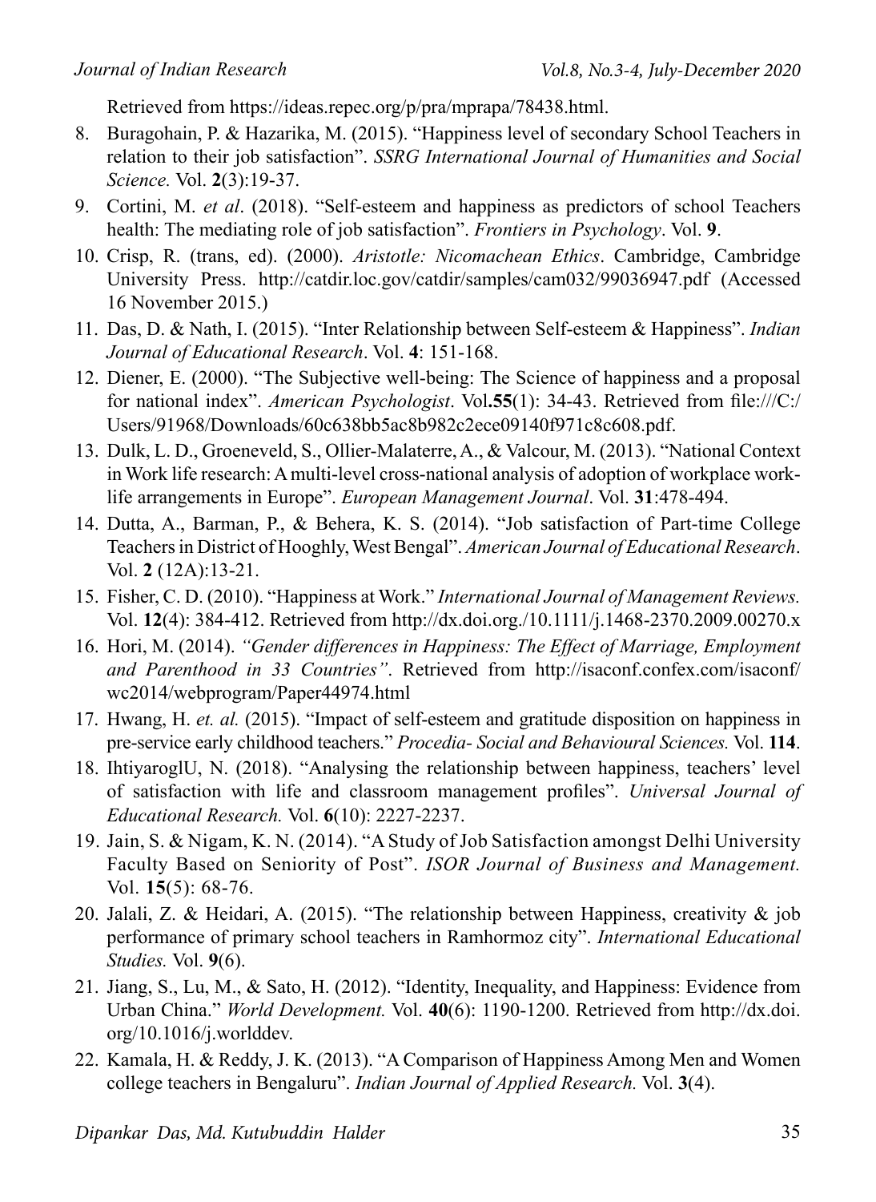Retrieved from https://ideas.repec.org/p/pra/mprapa/78438.html.

8. Buragohain, P. & Hazarika, M. (2015). "Happiness level of secondary School Teachers in relation to their job satisfaction". *SSRG International Journal of Humanities and Social Science.* Vol. **2**(3):19-37.
9. Cortini, M. *et al*. (2018). "Self-esteem and happiness as predictors of school Teachers health: The mediating role of job satisfaction". *Frontiers in Psychology*. Vol. **9**.
10. Crisp, R. (trans, ed). (2000). *Aristotle: Nicomachean Ethics*. Cambridge, Cambridge University Press. http://catdir.loc.gov/catdir/samples/cam032/99036947.pdf (Accessed 16 November 2015.)
11. Das, D. & Nath, I. (2015). "Inter Relationship between Self-esteem & Happiness". *Indian Journal of Educational Research*. Vol. **4**: 151-168.
12. Diener, E. (2000). "The Subjective well-being: The Science of happiness and a proposal for national index". *American Psychologist*. Vol**.55**(1): 34-43. Retrieved from file:///C:/Users/91968/Downloads/60c638bb5ac8b982c2ece09140f971c8c608.pdf.
13. Dulk, L. D., Groeneveld, S., Ollier-Malaterre, A., & Valcour, M. (2013). "National Context in Work life research: A multi-level cross-national analysis of adoption of workplace work-life arrangements in Europe". *European Management Journal*. Vol. **31**:478-494.
14. Dutta, A., Barman, P., & Behera, K. S. (2014). "Job satisfaction of Part-time College Teachers in District of Hooghly, West Bengal". *American Journal of Educational Research*. Vol. **2** (12A):13-21.
15. Fisher, C. D. (2010). "Happiness at Work." *International Journal of Management Reviews.* Vol. **12**(4): 384-412. Retrieved from http://dx.doi.org./10.1111/j.1468-2370.2009.00270.x
16. Hori, M. (2014). *"Gender differences in Happiness: The Effect of Marriage, Employment and Parenthood in 33 Countries"*. Retrieved from http://isaconf.confex.com/isaconf/wc2014/webprogram/Paper44974.html
17. Hwang, H. *et. al.* (2015). "Impact of self-esteem and gratitude disposition on happiness in pre-service early childhood teachers." *Procedia- Social and Behavioural Sciences.* Vol. **114**.
18. IhtiyaroglU, N. (2018). "Analysing the relationship between happiness, teachers' level of satisfaction with life and classroom management profiles". *Universal Journal of Educational Research.* Vol. **6**(10): 2227-2237.
19. Jain, S. & Nigam, K. N. (2014). "A Study of Job Satisfaction amongst Delhi University Faculty Based on Seniority of Post". *ISOR Journal of Business and Management.* Vol. **15**(5): 68-76.
20. Jalali, Z. & Heidari, A. (2015). "The relationship between Happiness, creativity & job performance of primary school teachers in Ramhormoz city". *International Educational Studies.* Vol. **9**(6).
21. Jiang, S., Lu, M., & Sato, H. (2012). "Identity, Inequality, and Happiness: Evidence from Urban China." *World Development.* Vol. **40**(6): 1190-1200. Retrieved from http://dx.doi.org/10.1016/j.worlddev.
22. Kamala, H. & Reddy, J. K. (2013). "A Comparison of Happiness Among Men and Women college teachers in Bengaluru". *Indian Journal of Applied Research.* Vol. **3**(4).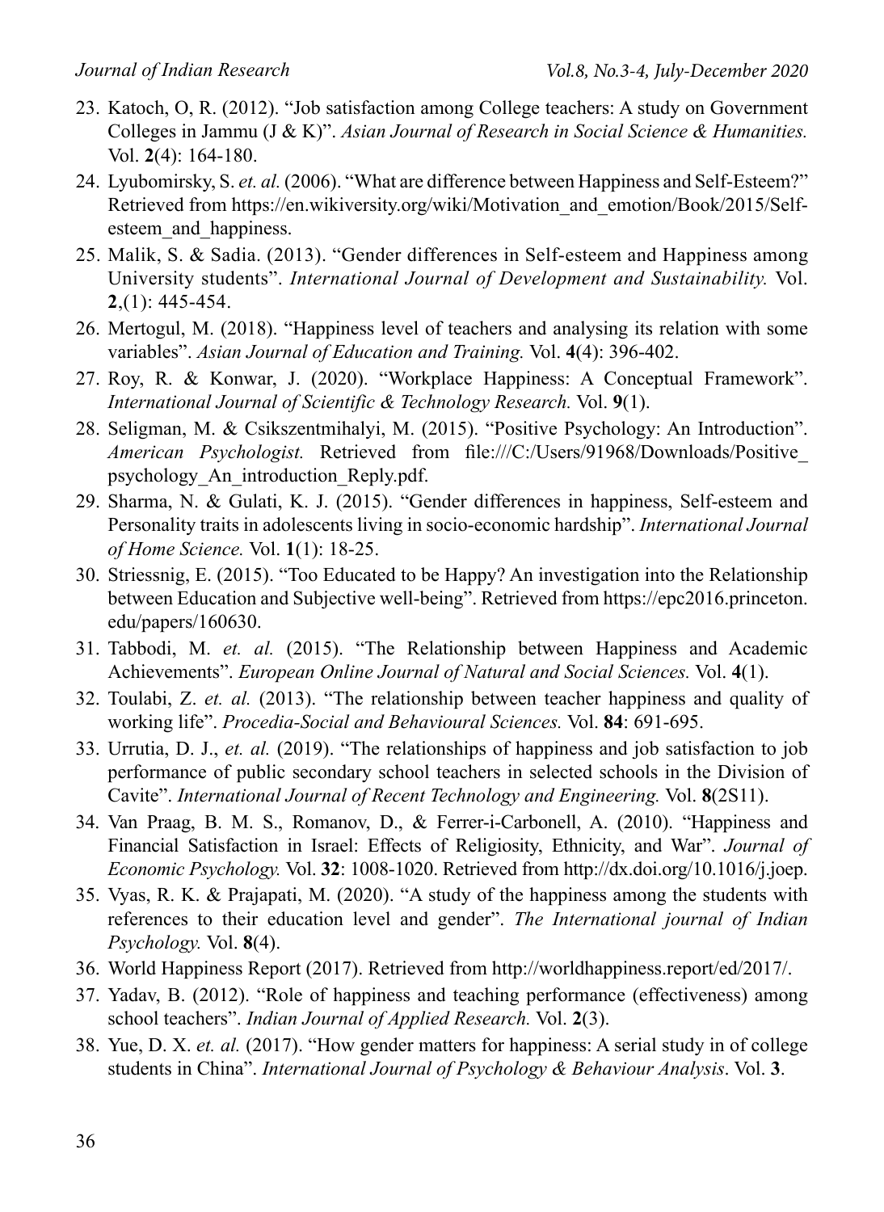23. Katoch, O, R. (2012). "Job satisfaction among College teachers: A study on Government Colleges in Jammu (J & K)". *Asian Journal of Research in Social Science & Humanities.* Vol. **2**(4): 164-180.
24. Lyubomirsky, S. *et. al.* (2006). "What are difference between Happiness and Self-Esteem?" Retrieved from https://en.wikiversity.org/wiki/Motivation_and_emotion/Book/2015/Self-esteem_and_happiness.
25. Malik, S. & Sadia. (2013). "Gender differences in Self-esteem and Happiness among University students". *International Journal of Development and Sustainability.* Vol. **2**,(1): 445-454.
26. Mertogul, M. (2018). "Happiness level of teachers and analysing its relation with some variables". *Asian Journal of Education and Training.* Vol. **4**(4): 396-402.
27. Roy, R. & Konwar, J. (2020). "Workplace Happiness: A Conceptual Framework". *International Journal of Scientific & Technology Research.* Vol. **9**(1).
28. Seligman, M. & Csikszentmihalyi, M. (2015). "Positive Psychology: An Introduction". *American Psychologist.* Retrieved from file:///C:/Users/91968/Downloads/Positive_psychology_An_introduction_Reply.pdf.
29. Sharma, N. & Gulati, K. J. (2015). "Gender differences in happiness, Self-esteem and Personality traits in adolescents living in socio-economic hardship". *International Journal of Home Science.* Vol. **1**(1): 18-25.
30. Striessnig, E. (2015). "Too Educated to be Happy? An investigation into the Relationship between Education and Subjective well-being". Retrieved from https://epc2016.princeton.edu/papers/160630.
31. Tabbodi, M. *et. al.* (2015). "The Relationship between Happiness and Academic Achievements". *European Online Journal of Natural and Social Sciences.* Vol. **4**(1).
32. Toulabi, Z. *et. al.* (2013). "The relationship between teacher happiness and quality of working life". *Procedia-Social and Behavioural Sciences.* Vol. **84**: 691-695.
33. Urrutia, D. J., *et. al.* (2019). "The relationships of happiness and job satisfaction to job performance of public secondary school teachers in selected schools in the Division of Cavite". *International Journal of Recent Technology and Engineering.* Vol. **8**(2S11).
34. Van Praag, B. M. S., Romanov, D., & Ferrer-i-Carbonell, A. (2010). "Happiness and Financial Satisfaction in Israel: Effects of Religiosity, Ethnicity, and War". *Journal of Economic Psychology.* Vol. **32**: 1008-1020. Retrieved from http://dx.doi.org/10.1016/j.joep.
35. Vyas, R. K. & Prajapati, M. (2020). "A study of the happiness among the students with references to their education level and gender". *The International journal of Indian Psychology.* Vol. **8**(4).
36. World Happiness Report (2017). Retrieved from http://worldhappiness.report/ed/2017/.
37. Yadav, B. (2012). "Role of happiness and teaching performance (effectiveness) among school teachers". *Indian Journal of Applied Research.* Vol. **2**(3).
38. Yue, D. X. *et. al.* (2017). "How gender matters for happiness: A serial study in of college students in China". *International Journal of Psychology & Behaviour Analysis*. Vol. **3**.